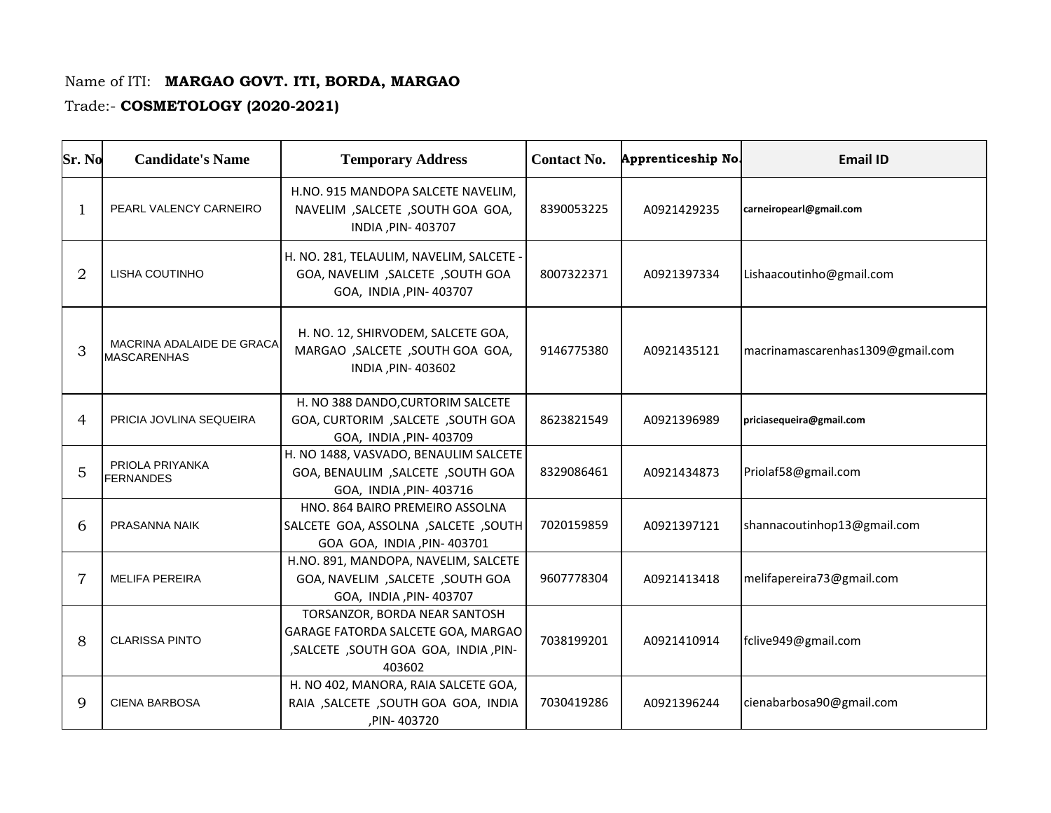Name of ITI: **MARGAO GOVT. ITI, BORDA, MARGAO**

Trade:- **COSMETOLOGY (2020-2021)**

| Sr. No | Candidate's Name | Temporary Address | Contact No. | Apprenticeship No. | Email ID |
|---|---|---|---|---|---|
| 1 | PEARL VALENCY CARNEIRO | H.NO. 915 MANDOPA SALCETE NAVELIM, NAVELIM ,SALCETE ,SOUTH GOA GOA, INDIA ,PIN- 403707 | 8390053225 | A0921429235 | carneiropearl@gmail.com |
| 2 | LISHA COUTINHO | H. NO. 281, TELAULIM, NAVELIM, SALCETE - GOA, NAVELIM ,SALCETE ,SOUTH GOA GOA, INDIA ,PIN- 403707 | 8007322371 | A0921397334 | Lishaacoutinho@gmail.com |
| 3 | MACRINA ADALAIDE DE GRACA MASCARENHAS | H. NO. 12, SHIRVODEM, SALCETE GOA, MARGAO ,SALCETE ,SOUTH GOA GOA, INDIA ,PIN- 403602 | 9146775380 | A0921435121 | macrinamascarenhas1309@gmail.com |
| 4 | PRICIA JOVLINA SEQUEIRA | H. NO 388 DANDO,CURTORIM SALCETE GOA, CURTORIM ,SALCETE ,SOUTH GOA GOA, INDIA ,PIN- 403709 | 8623821549 | A0921396989 | priciasequeira@gmail.com |
| 5 | PRIOLA PRIYANKA FERNANDES | H. NO 1488, VASVADO, BENAULIM SALCETE GOA, BENAULIM ,SALCETE ,SOUTH GOA GOA, INDIA ,PIN- 403716 | 8329086461 | A0921434873 | Priolaf58@gmail.com |
| 6 | PRASANNA NAIK | HNO. 864 BAIRO PREMEIRO ASSOLNA SALCETE GOA, ASSOLNA ,SALCETE ,SOUTH GOA GOA, INDIA ,PIN- 403701 | 7020159859 | A0921397121 | shannacoutinhop13@gmail.com |
| 7 | MELIFA PEREIRA | H.NO. 891, MANDOPA, NAVELIM, SALCETE GOA, NAVELIM ,SALCETE ,SOUTH GOA GOA, INDIA ,PIN- 403707 | 9607778304 | A0921413418 | melifapereira73@gmail.com |
| 8 | CLARISSA PINTO | TORSANZOR, BORDA NEAR SANTOSH GARAGE FATORDA SALCETE GOA, MARGAO ,SALCETE ,SOUTH GOA GOA, INDIA ,PIN- 403602 | 7038199201 | A0921410914 | fclive949@gmail.com |
| 9 | CIENA BARBOSA | H. NO 402, MANORA, RAIA SALCETE GOA, RAIA ,SALCETE ,SOUTH GOA GOA, INDIA ,PIN- 403720 | 7030419286 | A0921396244 | cienabarbosa90@gmail.com |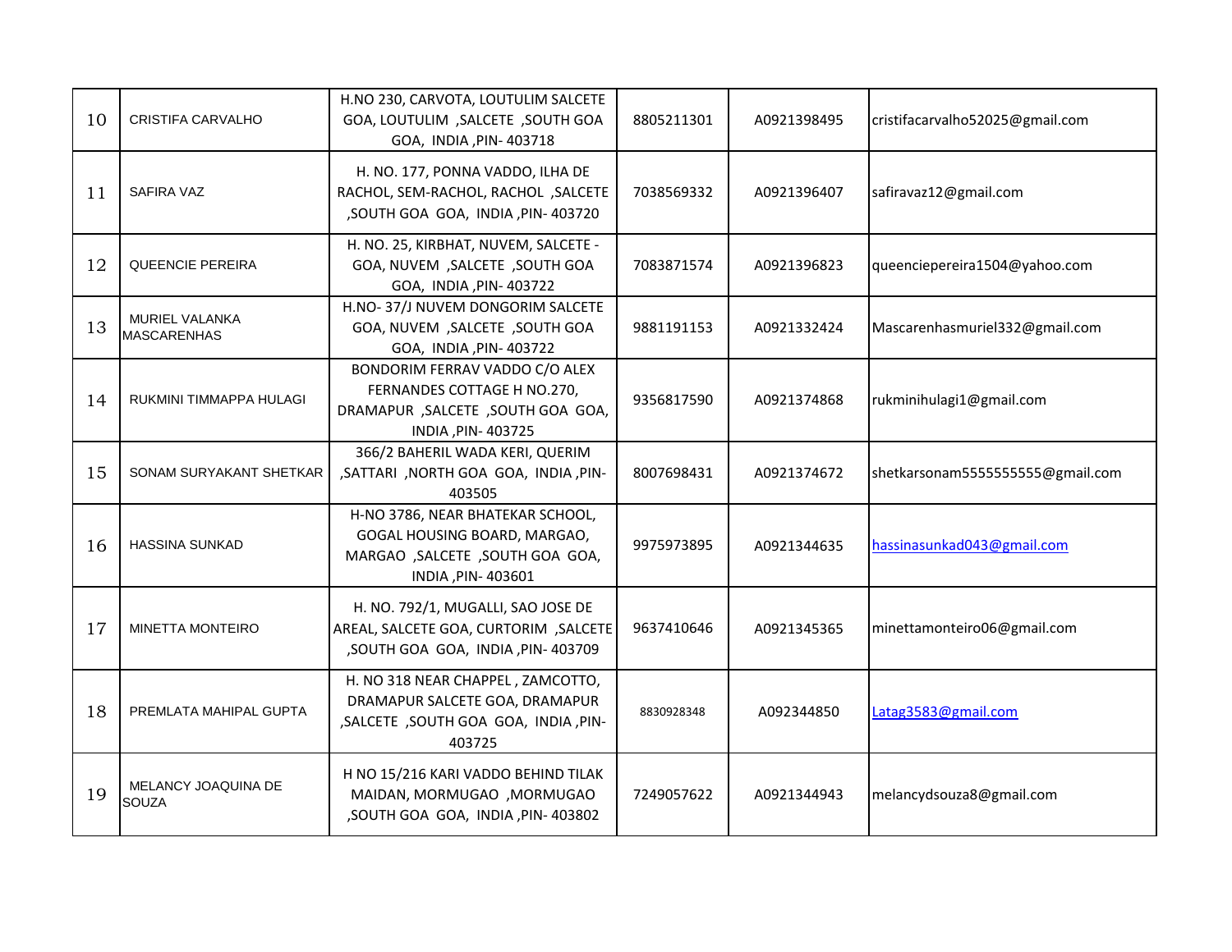| | | | | | |
|---|---|---|---|---|---|
| 10 | CRISTIFA CARVALHO | H.NO 230, CARVOTA, LOUTULIM SALCETE GOA, LOUTULIM ,SALCETE ,SOUTH GOA GOA, INDIA ,PIN- 403718 | 8805211301 | A0921398495 | cristifacarvalho52025@gmail.com |
| 11 | SAFIRA VAZ | H. NO. 177, PONNA VADDO, ILHA DE RACHOL, SEM-RACHOL, RACHOL ,SALCETE ,SOUTH GOA GOA, INDIA ,PIN- 403720 | 7038569332 | A0921396407 | safiravaz12@gmail.com |
| 12 | QUEENCIE PEREIRA | H. NO. 25, KIRBHAT, NUVEM, SALCETE - GOA, NUVEM ,SALCETE ,SOUTH GOA GOA, INDIA ,PIN- 403722 | 7083871574 | A0921396823 | queenciepereira1504@yahoo.com |
| 13 | MURIEL VALANKA MASCARENHAS | H.NO- 37/J NUVEM DONGORIM SALCETE GOA, NUVEM ,SALCETE ,SOUTH GOA GOA, INDIA ,PIN- 403722 | 9881191153 | A0921332424 | Mascarenhasmuriel332@gmail.com |
| 14 | RUKMINI TIMMAPPA HULAGI | BONDORIM FERRAV VADDO C/O ALEX FERNANDES COTTAGE H NO.270, DRAMAPUR ,SALCETE ,SOUTH GOA GOA, INDIA ,PIN- 403725 | 9356817590 | A0921374868 | rukminihulagi1@gmail.com |
| 15 | SONAM SURYAKANT SHETKAR | 366/2 BAHERIL WADA KERI, QUERIM ,SATTARI ,NORTH GOA GOA, INDIA ,PIN- 403505 | 8007698431 | A0921374672 | shetkarsonam5555555555@gmail.com |
| 16 | HASSINA SUNKAD | H-NO 3786, NEAR BHATEKAR SCHOOL, GOGAL HOUSING BOARD, MARGAO, MARGAO ,SALCETE ,SOUTH GOA GOA, INDIA ,PIN- 403601 | 9975973895 | A0921344635 | hassinasunkad043@gmail.com |
| 17 | MINETTA MONTEIRO | H. NO. 792/1, MUGALLI, SAO JOSE DE AREAL, SALCETE GOA, CURTORIM ,SALCETE ,SOUTH GOA GOA, INDIA ,PIN- 403709 | 9637410646 | A0921345365 | minettamonteiro06@gmail.com |
| 18 | PREMLATA MAHIPAL GUPTA | H. NO 318 NEAR CHAPPEL , ZAMCOTTO, DRAMAPUR SALCETE GOA, DRAMAPUR ,SALCETE ,SOUTH GOA GOA, INDIA ,PIN- 403725 | 8830928348 | A092344850 | Latag3583@gmail.com |
| 19 | MELANCY JOAQUINA DE SOUZA | H NO 15/216 KARI VADDO BEHIND TILAK MAIDAN, MORMUGAO ,MORMUGAO ,SOUTH GOA GOA, INDIA ,PIN- 403802 | 7249057622 | A0921344943 | melancydsouza8@gmail.com |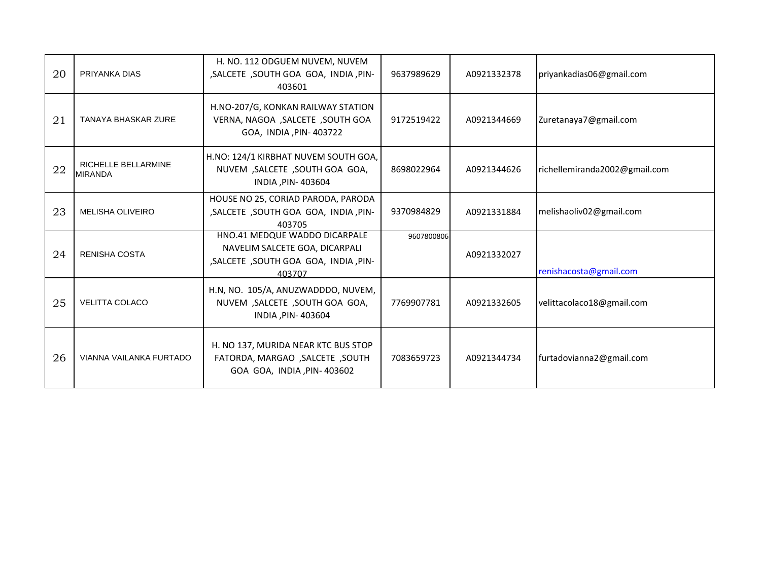| | | | | | |
|---|---|---|---|---|---|
| 20 | PRIYANKA DIAS | H. NO. 112 ODGUEM NUVEM, NUVEM ,SALCETE ,SOUTH GOA GOA, INDIA ,PIN- 403601 | 9637989629 | A0921332378 | priyankadias06@gmail.com |
| 21 | TANAYA BHASKAR ZURE | H.NO-207/G, KONKAN RAILWAY STATION VERNA, NAGOA ,SALCETE ,SOUTH GOA GOA, INDIA ,PIN- 403722 | 9172519422 | A0921344669 | Zuretanaya7@gmail.com |
| 22 | RICHELLE BELLARMINE MIRANDA | H.NO: 124/1 KIRBHAT NUVEM SOUTH GOA, NUVEM ,SALCETE ,SOUTH GOA GOA, INDIA ,PIN- 403604 | 8698022964 | A0921344626 | richellemiranda2002@gmail.com |
| 23 | MELISHA OLIVEIRO | HOUSE NO 25, CORIAD PARODA, PARODA ,SALCETE ,SOUTH GOA GOA, INDIA ,PIN- 403705 | 9370984829 | A0921331884 | melishaoliv02@gmail.com |
| 24 | RENISHA COSTA | HNO.41 MEDQUE WADDO DICARPALE NAVELIM SALCETE GOA, DICARPALI ,SALCETE ,SOUTH GOA GOA, INDIA ,PIN- 403707 | 9607800806 | A0921332027 | renishacosta@gmail.com |
| 25 | VELITTA COLACO | H.N, NO. 105/A, ANUZWADDDO, NUVEM, NUVEM ,SALCETE ,SOUTH GOA GOA, INDIA ,PIN- 403604 | 7769907781 | A0921332605 | velittacolaco18@gmail.com |
| 26 | VIANNA VAILANKA FURTADO | H. NO 137, MURIDA NEAR KTC BUS STOP FATORDA, MARGAO ,SALCETE ,SOUTH GOA GOA, INDIA ,PIN- 403602 | 7083659723 | A0921344734 | furtadovianna2@gmail.com |